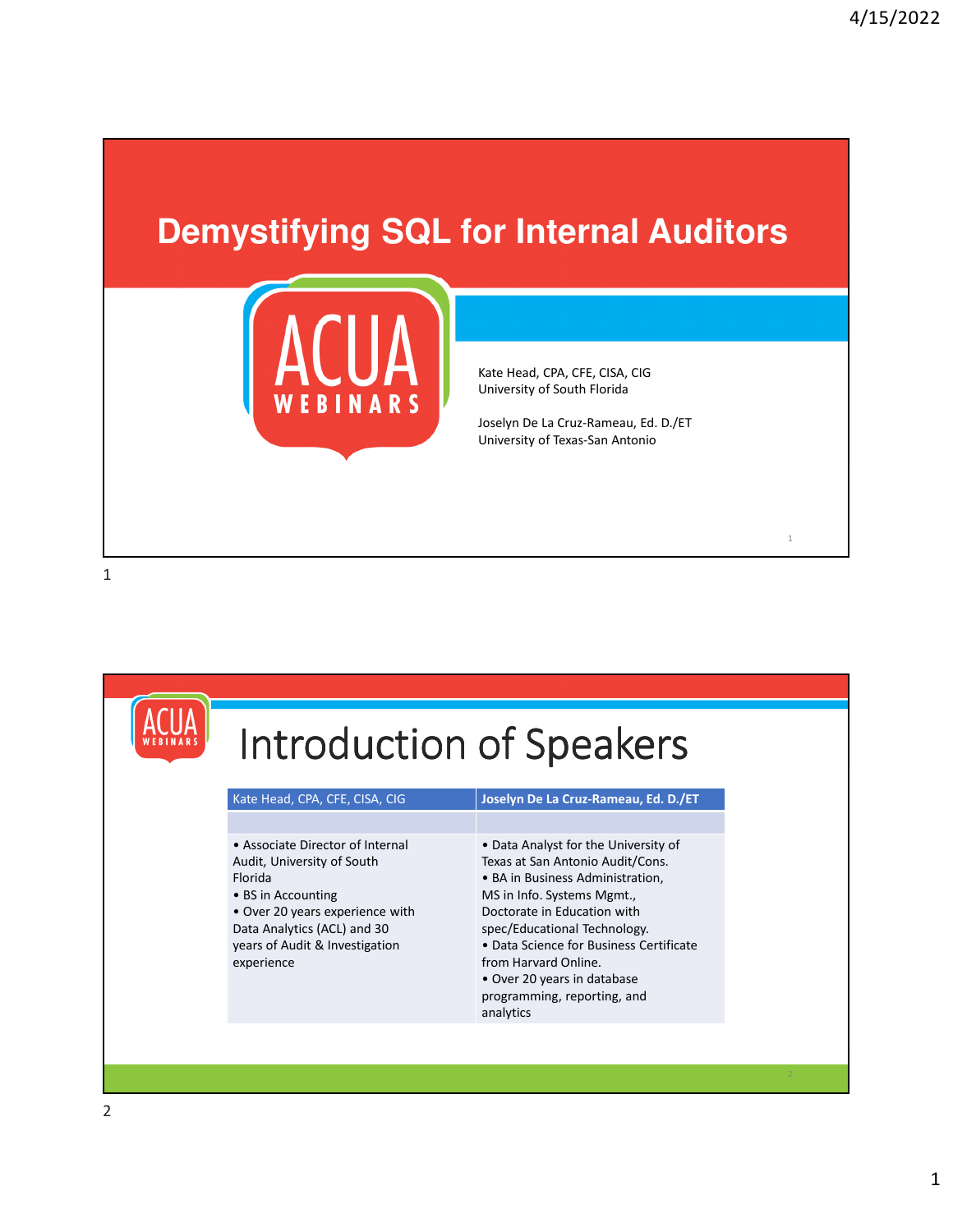# Demystifying SQL for Internal Auditors

ACUA WEBINARS

Kate Head, CPA, CFE, CISA, CIG
University of South Florida

Joselyn De La Cruz-Rameau, Ed. D./ET
University of Texas-San Antonio

## Introduction of Speakers

| Kate Head, CPA, CFE, CISA, CIG | **Joselyn De La Cruz-Rameau, Ed. D./ET** |
| --- | --- |
| | |
| • Associate Director of Internal Audit, University of South Florida<br>• BS in Accounting<br>• Over 20 years experience with Data Analytics (ACL) and 30 years of Audit & Investigation experience | • Data Analyst for the University of Texas at San Antonio Audit/Cons.<br>• BA in Business Administration, MS in Info. Systems Mgmt., Doctorate in Education with spec/Educational Technology.<br>• Data Science for Business Certificate from Harvard Online.<br>• Over 20 years in database programming, reporting, and analytics |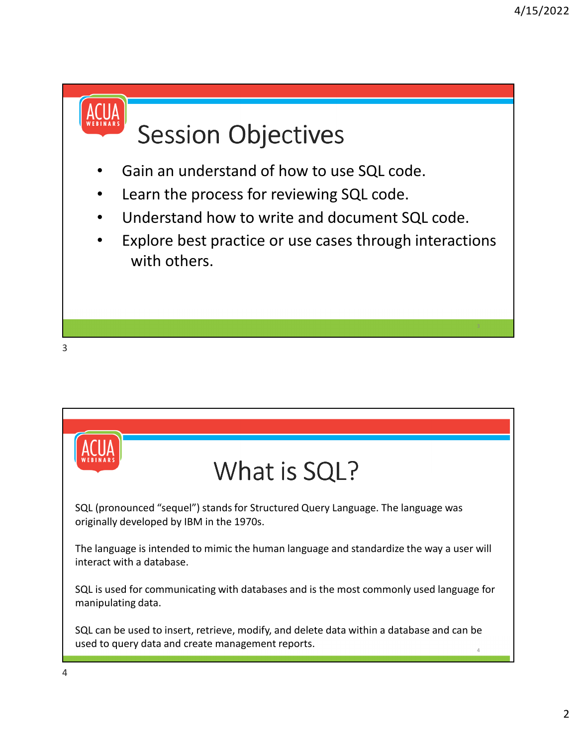# Session Objectives

- Gain an understand of how to use SQL code.
- Learn the process for reviewing SQL code.
- Understand how to write and document SQL code.
- Explore best practice or use cases through interactions with others.

# What is SQL?

SQL (pronounced "sequel") stands for Structured Query Language. The language was originally developed by IBM in the 1970s.

The language is intended to mimic the human language and standardize the way a user will interact with a database.

SQL is used for communicating with databases and is the most commonly used language for manipulating data.

SQL can be used to insert, retrieve, modify, and delete data within a database and can be used to query data and create management reports.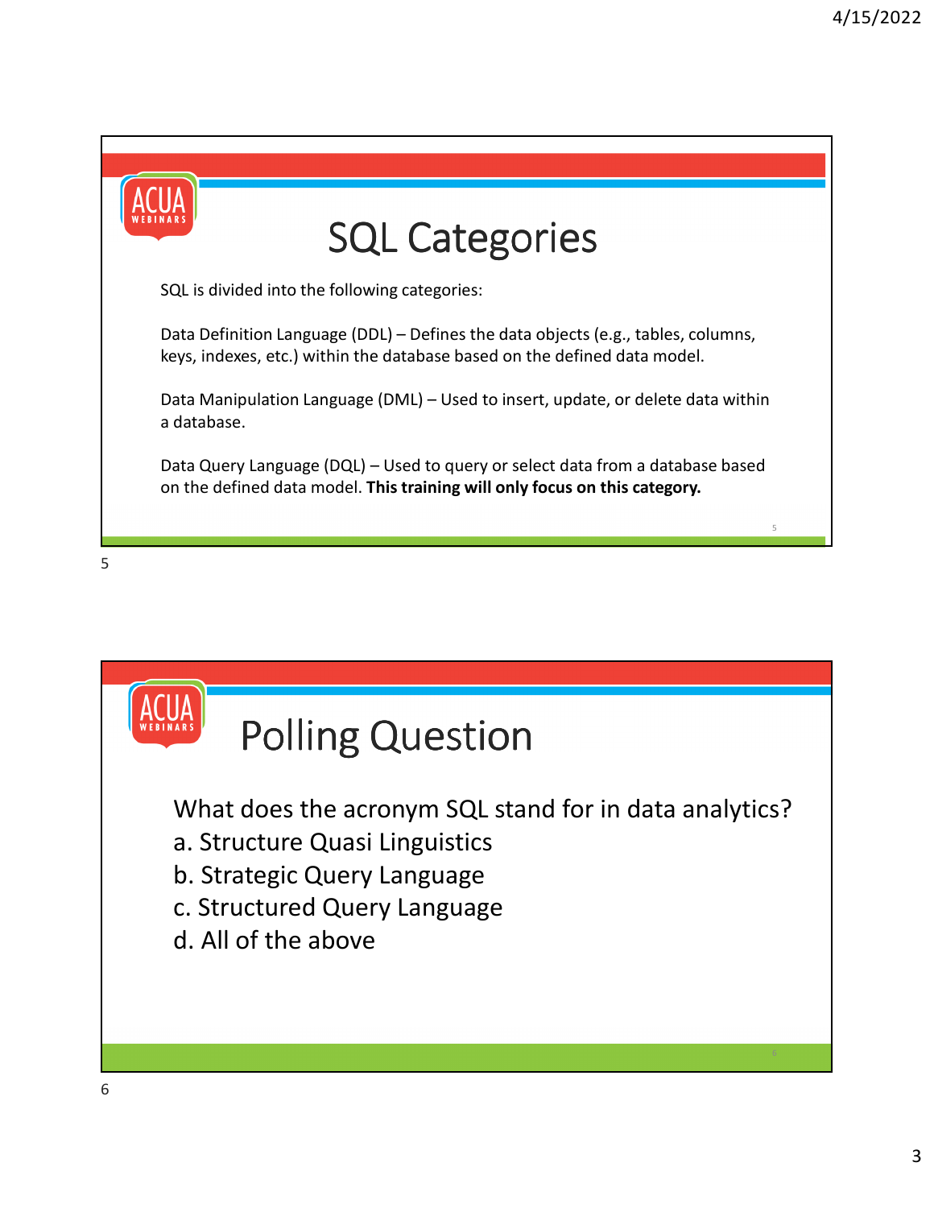# SQL Categories

SQL is divided into the following categories:

Data Definition Language (DDL) – Defines the data objects (e.g., tables, columns, keys, indexes, etc.) within the database based on the defined data model.

Data Manipulation Language (DML) – Used to insert, update, or delete data within a database.

Data Query Language (DQL) – Used to query or select data from a database based on the defined data model. **This training will only focus on this category.**

# Polling Question

What does the acronym SQL stand for in data analytics?

a. Structure Quasi Linguistics
b. Strategic Query Language
c. Structured Query Language
d. All of the above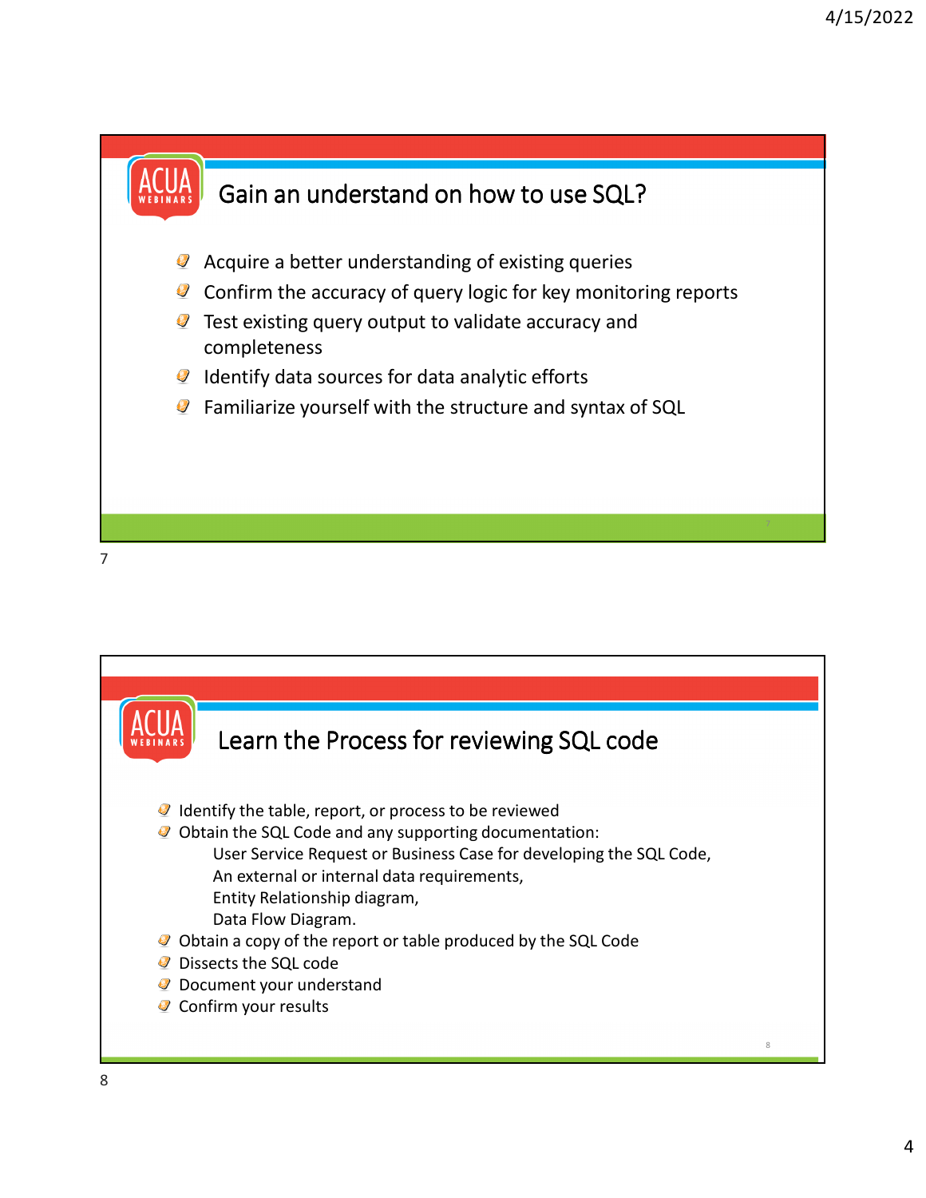## Gain an understand on how to use SQL?

- Acquire a better understanding of existing queries
- Confirm the accuracy of query logic for key monitoring reports
- Test existing query output to validate accuracy and completeness
- Identify data sources for data analytic efforts
- Familiarize yourself with the structure and syntax of SQL

## Learn the Process for reviewing SQL code

- Identify the table, report, or process to be reviewed
- Obtain the SQL Code and any supporting documentation:
  - User Service Request or Business Case for developing the SQL Code,
  - An external or internal data requirements,
  - Entity Relationship diagram,
  - Data Flow Diagram.
- Obtain a copy of the report or table produced by the SQL Code
- Dissects the SQL code
- Document your understand
- Confirm your results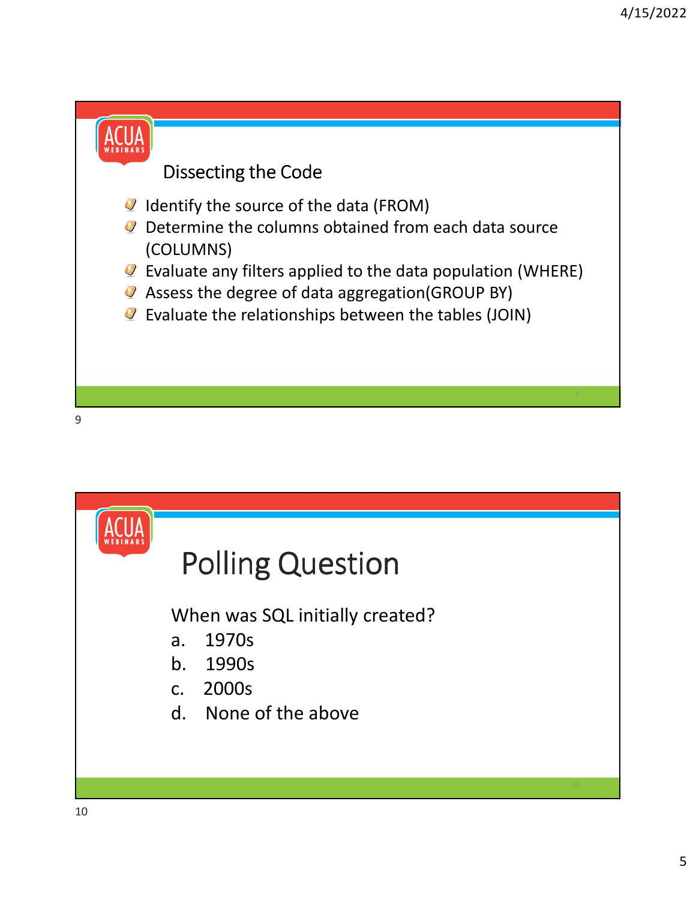## Dissecting the Code

- Identify the source of the data (FROM)
- Determine the columns obtained from each data source (COLUMNS)
- Evaluate any filters applied to the data population (WHERE)
- Assess the degree of data aggregation(GROUP BY)
- Evaluate the relationships between the tables (JOIN)

## Polling Question

When was SQL initially created?

a. 1970s
b. 1990s
c. 2000s
d. None of the above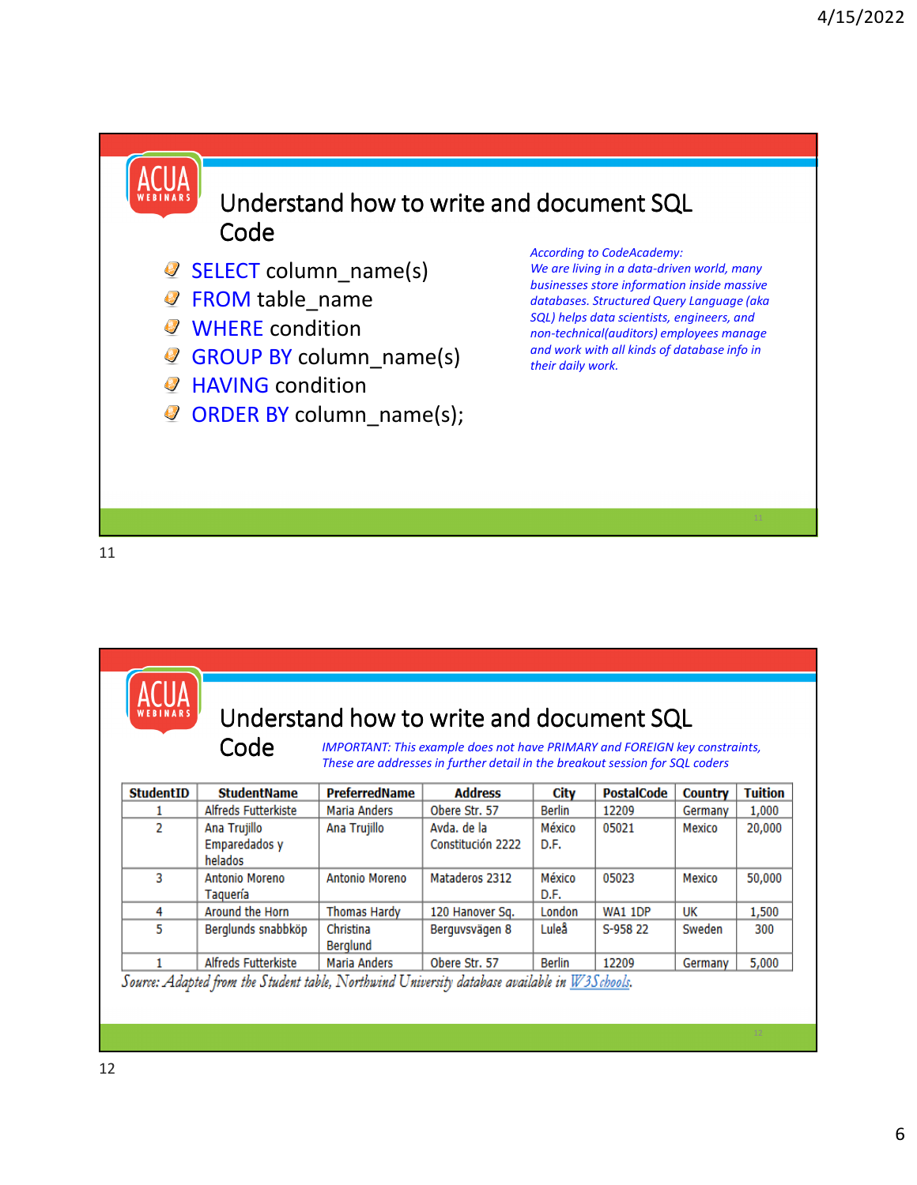## Understand how to write and document SQL Code

- SELECT column_name(s)
- FROM table_name
- WHERE condition
- GROUP BY column_name(s)
- HAVING condition
- ORDER BY column_name(s);

*According to CodeAcademy: We are living in a data-driven world, many businesses store information inside massive databases. Structured Query Language (aka SQL) helps data scientists, engineers, and non-technical(auditors) employees manage and work with all kinds of database info in their daily work.*

## Understand how to write and document SQL Code

*IMPORTANT: This example does not have PRIMARY and FOREIGN key constraints, These are addresses in further detail in the breakout session for SQL coders*

| StudentID | StudentName | PreferredName | Address | City | PostalCode | Country | Tuition |
|---|---|---|---|---|---|---|---|
| 1 | Alfreds Futterkiste | Maria Anders | Obere Str. 57 | Berlin | 12209 | Germany | 1,000 |
| 2 | Ana Trujillo Emparedados y helados | Ana Trujillo | Avda. de la Constitución 2222 | México D.F. | 05021 | Mexico | 20,000 |
| 3 | Antonio Moreno Taquería | Antonio Moreno | Mataderos 2312 | México D.F. | 05023 | Mexico | 50,000 |
| 4 | Around the Horn | Thomas Hardy | 120 Hanover Sq. | London | WA1 1DP | UK | 1,500 |
| 5 | Berglunds snabbköp | Christina Berglund | Berguvsvägen 8 | Luleå | S-958 22 | Sweden | 300 |
| 1 | Alfreds Futterkiste | Maria Anders | Obere Str. 57 | Berlin | 12209 | Germany | 5,000 |

*Source: Adapted from the Student table, Northwind University database available in W3Schools.*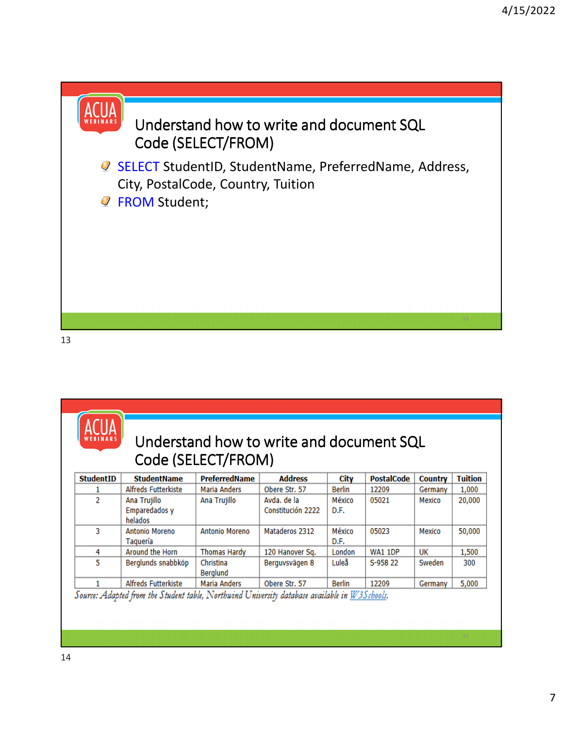## Understand how to write and document SQL Code (SELECT/FROM)

```
SELECT StudentID, StudentName, PreferredName, Address, City, PostalCode, Country, Tuition
FROM Student;
```

## Understand how to write and document SQL Code (SELECT/FROM)

| StudentID | StudentName | PreferredName | Address | City | PostalCode | Country | Tuition |
|---|---|---|---|---|---|---|---|
| 1 | Alfreds Futterkiste | Maria Anders | Obere Str. 57 | Berlin | 12209 | Germany | 1,000 |
| 2 | Ana Trujillo Emparedados y helados | Ana Trujillo | Avda. de la Constitución 2222 | México D.F. | 05021 | Mexico | 20,000 |
| 3 | Antonio Moreno Taquería | Antonio Moreno | Mataderos 2312 | México D.F. | 05023 | Mexico | 50,000 |
| 4 | Around the Horn | Thomas Hardy | 120 Hanover Sq. | London | WA1 1DP | UK | 1,500 |
| 5 | Berglunds snabbköp | Christina Berglund | Berguvsvägen 8 | Luleå | S-958 22 | Sweden | 300 |
| 1 | Alfreds Futterkiste | Maria Anders | Obere Str. 57 | Berlin | 12209 | Germany | 5,000 |

*Source: Adapted from the Student table, Northwind University database available in W3Schools.*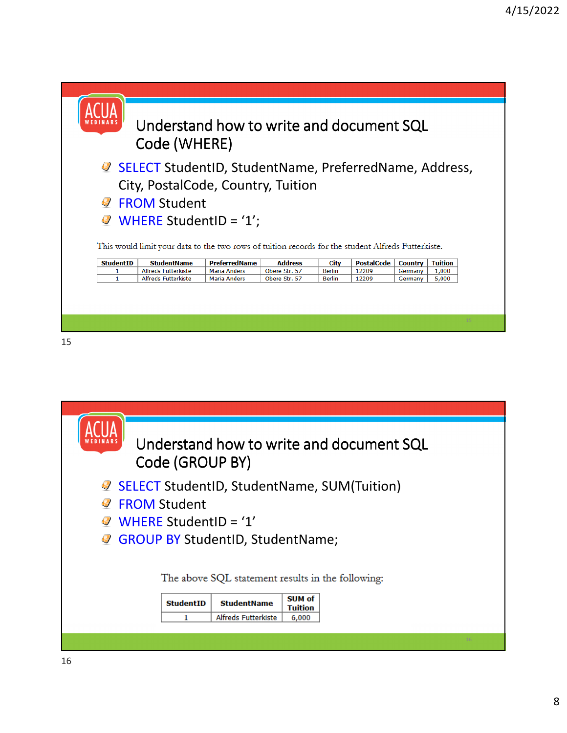## Understand how to write and document SQL Code (WHERE)

- SELECT StudentID, StudentName, PreferredName, Address, City, PostalCode, Country, Tuition
- FROM Student
- WHERE StudentID = ‘1’;

This would limit your data to the two rows of tuition records for the student Alfreds Futterkiste.

| StudentID | StudentName | PreferredName | Address | City | PostalCode | Country | Tuition |
|---|---|---|---|---|---|---|---|
| 1 | Alfreds Futterkiste | Maria Anders | Obere Str. 57 | Berlin | 12209 | Germany | 1,000 |
| 1 | Alfreds Futterkiste | Maria Anders | Obere Str. 57 | Berlin | 12209 | Germany | 5,000 |

## Understand how to write and document SQL Code (GROUP BY)

- SELECT StudentID, StudentName, SUM(Tuition)
- FROM Student
- WHERE StudentID = ‘1’
- GROUP BY StudentID, StudentName;

The above SQL statement results in the following:

| StudentID | StudentName | SUM of Tuition |
|---|---|---|
| 1 | Alfreds Futterkiste | 6,000 |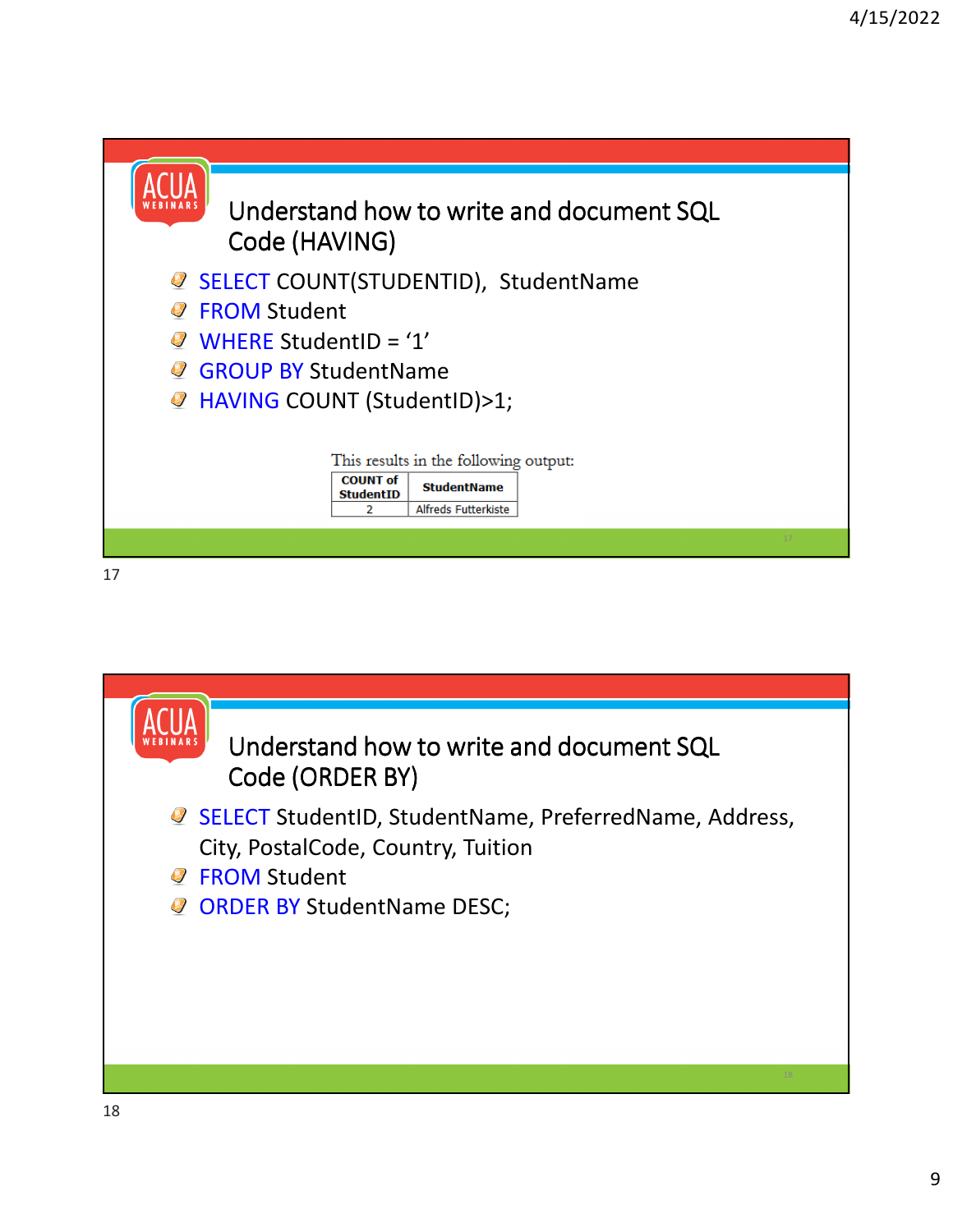## Understand how to write and document SQL Code (HAVING)

- SELECT COUNT(STUDENTID), StudentName
- FROM Student
- WHERE StudentID = '1'
- GROUP BY StudentName
- HAVING COUNT (StudentID)>1;

This results in the following output:

| COUNT of StudentID | StudentName |
|---|---|
| 2 | Alfreds Futterkiste |

## Understand how to write and document SQL Code (ORDER BY)

- SELECT StudentID, StudentName, PreferredName, Address, City, PostalCode, Country, Tuition
- FROM Student
- ORDER BY StudentName DESC;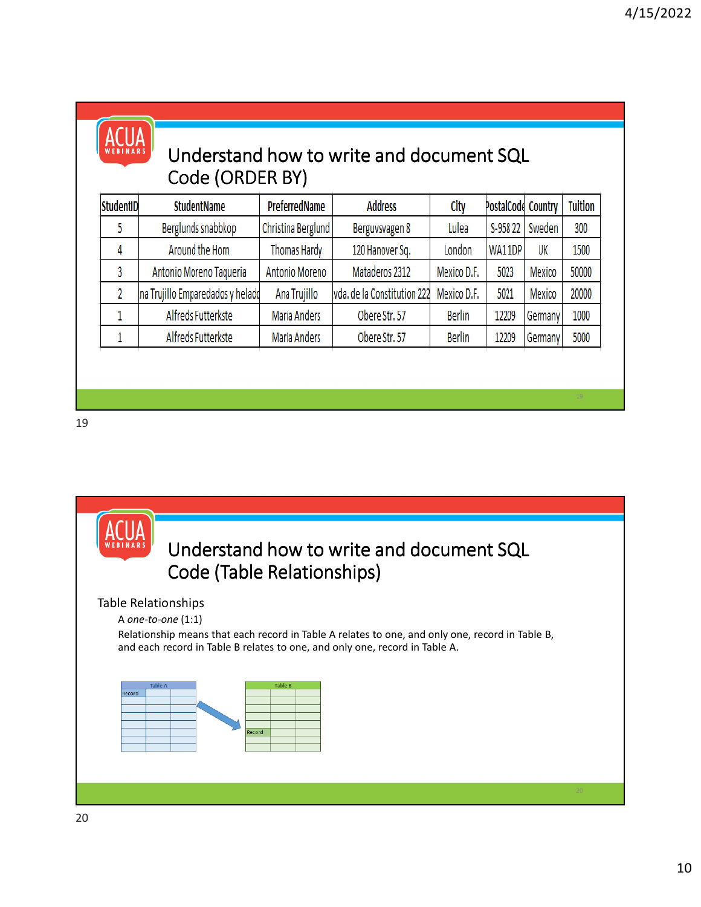## Understand how to write and document SQL Code (ORDER BY)

| StudentID | StudentName | PreferredName | Address | City | PostalCode | Country | Tuition |
|---|---|---|---|---|---|---|---|
| 5 | Berglunds snabbkop | Christina Berglund | Berguvsvagen 8 | Lulea | S-958 22 | Sweden | 300 |
| 4 | Around the Horn | Thomas Hardy | 120 Hanover Sq. | London | WA1 1DP | UK | 1500 |
| 3 | Antonio Moreno Taqueria | Antonio Moreno | Mataderos 2312 | Mexico D.F. | 5023 | Mexico | 50000 |
| 2 | na Trujillo Emparedados y helado | Ana Trujillo | vda. de la Constitution 222 | Mexico D.F. | 5021 | Mexico | 20000 |
| 1 | Alfreds Futterkste | Maria Anders | Obere Str. 57 | Berlin | 12209 | Germany | 1000 |
| 1 | Alfreds Futterkste | Maria Anders | Obere Str. 57 | Berlin | 12209 | Germany | 5000 |

## Understand how to write and document SQL Code (Table Relationships)

Table Relationships

A *one-to-one* (1:1)

Relationship means that each record in Table A relates to one, and only one, record in Table B, and each record in Table B relates to one, and only one, record in Table A.

Table A — Record → Table B — Record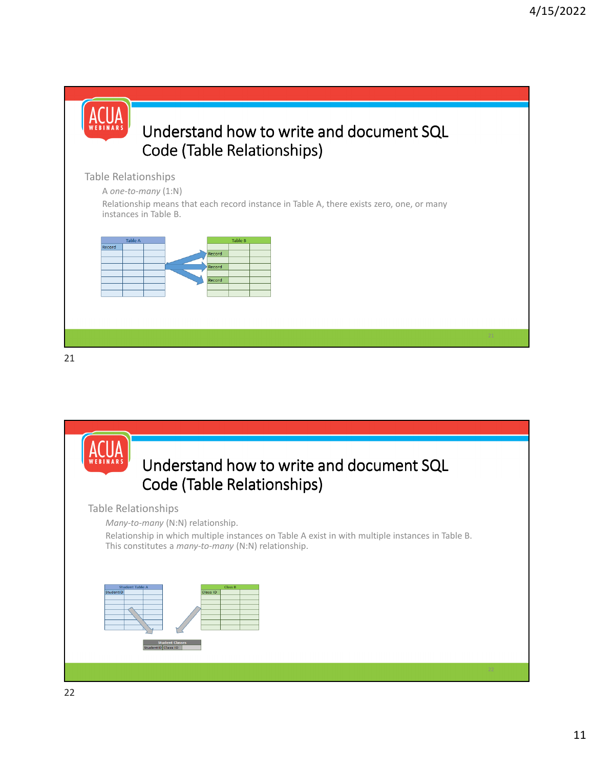## Understand how to write and document SQL Code (Table Relationships)

Table Relationships

A *one-to-many* (1:N)

Relationship means that each record instance in Table A, there exists zero, one, or many instances in Table B.

## Understand how to write and document SQL Code (Table Relationships)

Table Relationships

*Many-to-many* (N:N) relationship.

Relationship in which multiple instances on Table A exist in with multiple instances in Table B. This constitutes a *many-to-many* (N:N) relationship.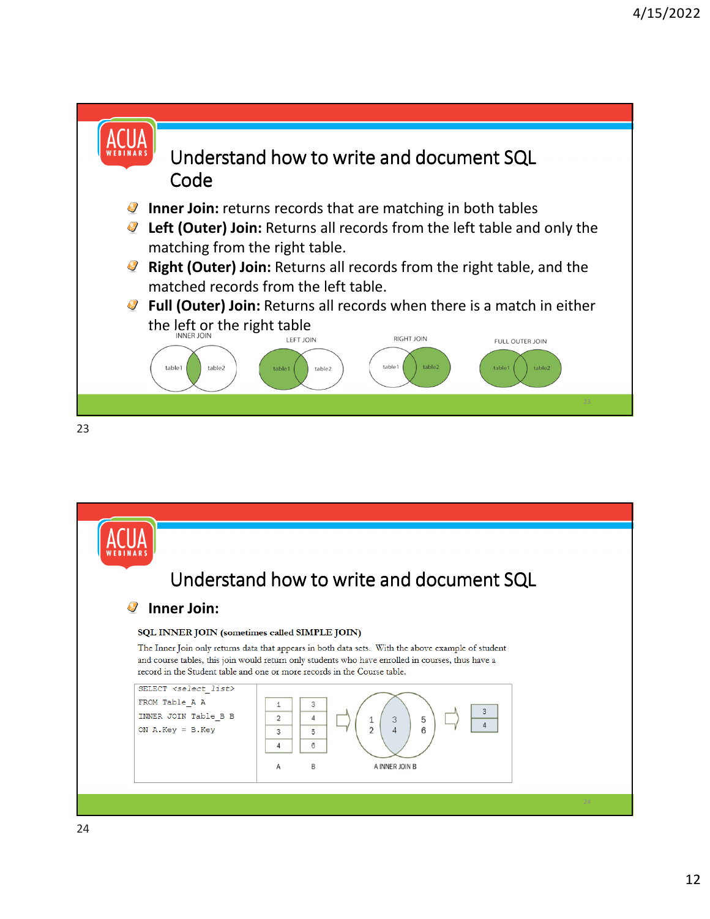## Understand how to write and document SQL Code

- **Inner Join:** returns records that are matching in both tables
- **Left (Outer) Join:** Returns all records from the left table and only the matching from the right table.
- **Right (Outer) Join:** Returns all records from the right table, and the matched records from the left table.
- **Full (Outer) Join:** Returns all records when there is a match in either the left or the right table

INNER JOIN — table1, table2
LEFT JOIN — table1, table2
RIGHT JOIN — table1, table2
FULL OUTER JOIN — table1, table2

## Understand how to write and document SQL

- **Inner Join:**

**SQL INNER JOIN (sometimes called SIMPLE JOIN)**

The Inner Join only returns data that appears in both data sets. With the above example of student and course tables, this join would return only students who have enrolled in courses, thus have a record in the Student table and one or more records in the Course table.

```
SELECT <select_list>
FROM Table_A A
INNER JOIN Table_B B
ON A.Key = B.Key
```

| A | B |
|---|---|
| 1 | 3 |
| 2 | 4 |
| 3 | 5 |
| 4 | 6 |

A INNER JOIN B: 1 2 | 3 4 | 5 6 → 3, 4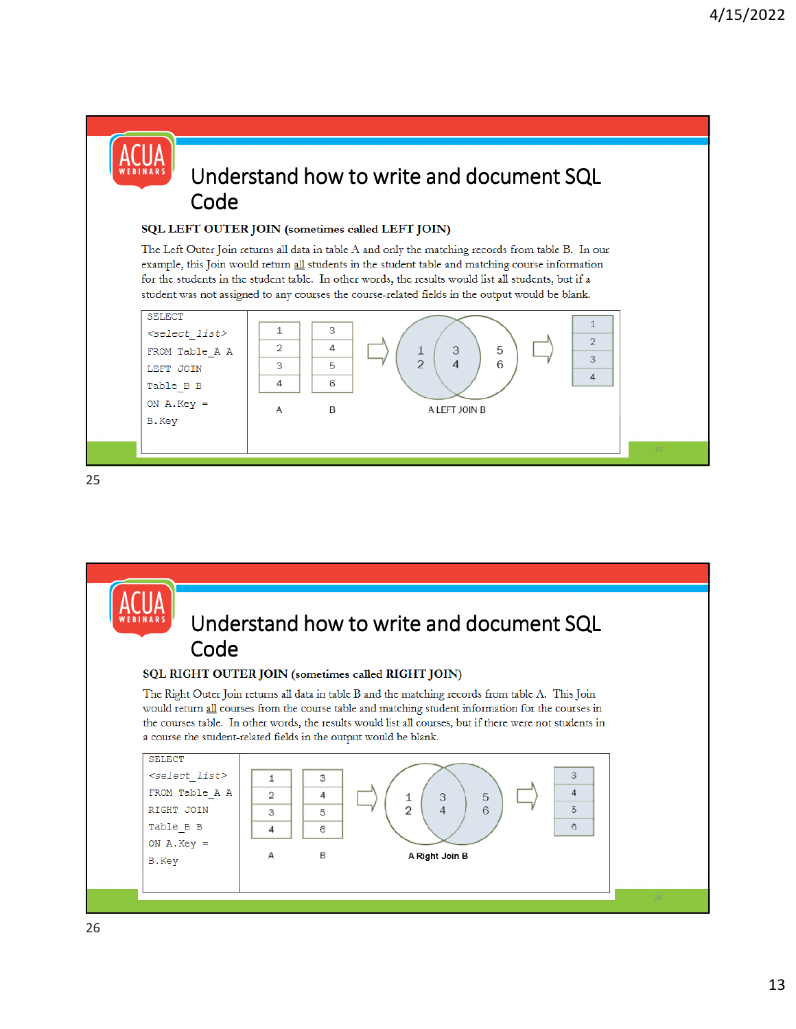## Understand how to write and document SQL Code

**SQL LEFT OUTER JOIN (sometimes called LEFT JOIN)**

The Left Outer Join returns all data in table A and only the matching records from table B. In our example, this Join would return all students in the student table and matching course information for the students in the student table. In other words, the results would list all students, but if a student was not assigned to any courses the course-related fields in the output would be blank.

```
SELECT
<select_list>
FROM Table_A A
LEFT JOIN
Table_B B
ON A.Key =
B.Key
```

| A | B |
|---|---|
| 1 | 3 |
| 2 | 4 |
| 3 | 5 |
| 4 | 6 |

A LEFT JOIN B

| Result |
|---|
| 1 |
| 2 |
| 3 |
| 4 |

## Understand how to write and document SQL Code

**SQL RIGHT OUTER JOIN (sometimes called RIGHT JOIN)**

The Right Outer Join returns all data in table B and the matching records from table A. This Join would return all courses from the course table and matching student information for the courses in the courses table. In other words, the results would list all courses, but if there were not students in a course the student-related fields in the output would be blank.

```
SELECT
<select_list>
FROM Table_A A
RIGHT JOIN
Table_B B
ON A.Key =
B.Key
```

| A | B |
|---|---|
| 1 | 3 |
| 2 | 4 |
| 3 | 5 |
| 4 | 6 |

A Right Join B

| Result |
|---|
| 3 |
| 4 |
| 5 |
| 6 |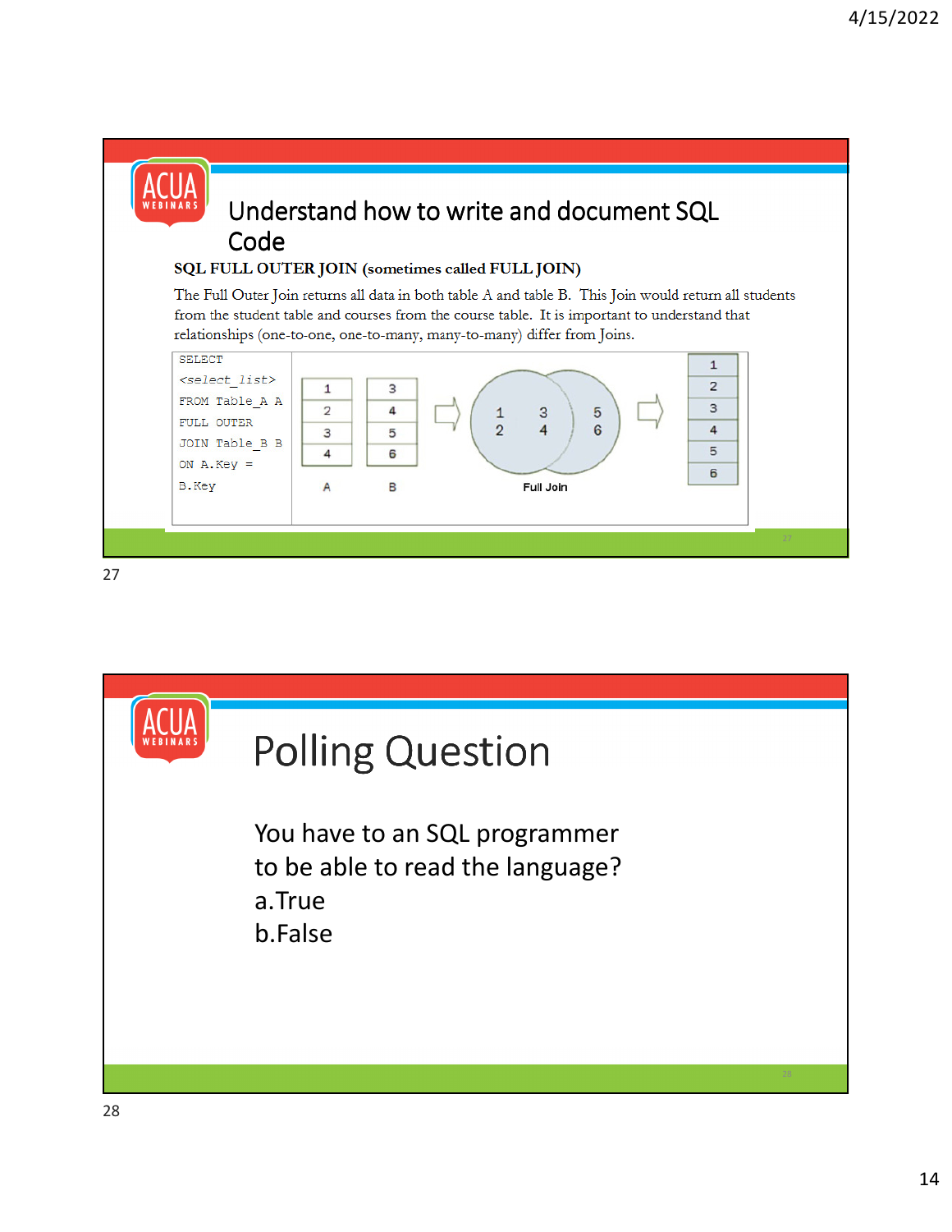## Understand how to write and document SQL Code

**SQL FULL OUTER JOIN (sometimes called FULL JOIN)**

The Full Outer Join returns all data in both table A and table B. This Join would return all students from the student table and courses from the course table. It is important to understand that relationships (one-to-one, one-to-many, many-to-many) differ from Joins.

```
SELECT
<select_list>
FROM Table_A A
FULL OUTER
JOIN Table_B B
ON A.Key =
B.Key
```

| A |
|---|
| 1 |
| 2 |
| 3 |
| 4 |

| B |
|---|
| 3 |
| 4 |
| 5 |
| 6 |

Full Join

| Result |
|---|
| 1 |
| 2 |
| 3 |
| 4 |
| 5 |
| 6 |

27

## Polling Question

You have to an SQL programmer to be able to read the language?

a. True

b. False

28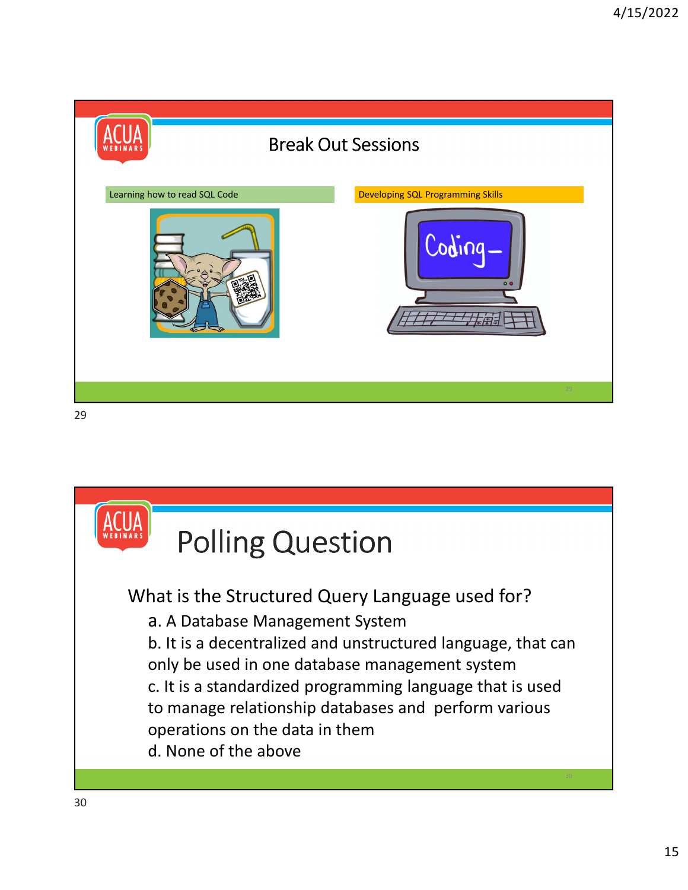## Break Out Sessions

Learning how to read SQL Code

Developing SQL Programming Skills

## Polling Question

What is the Structured Query Language used for?

a. A Database Management System

b. It is a decentralized and unstructured language, that can only be used in one database management system

c. It is a standardized programming language that is used to manage relationship databases and perform various operations on the data in them

d. None of the above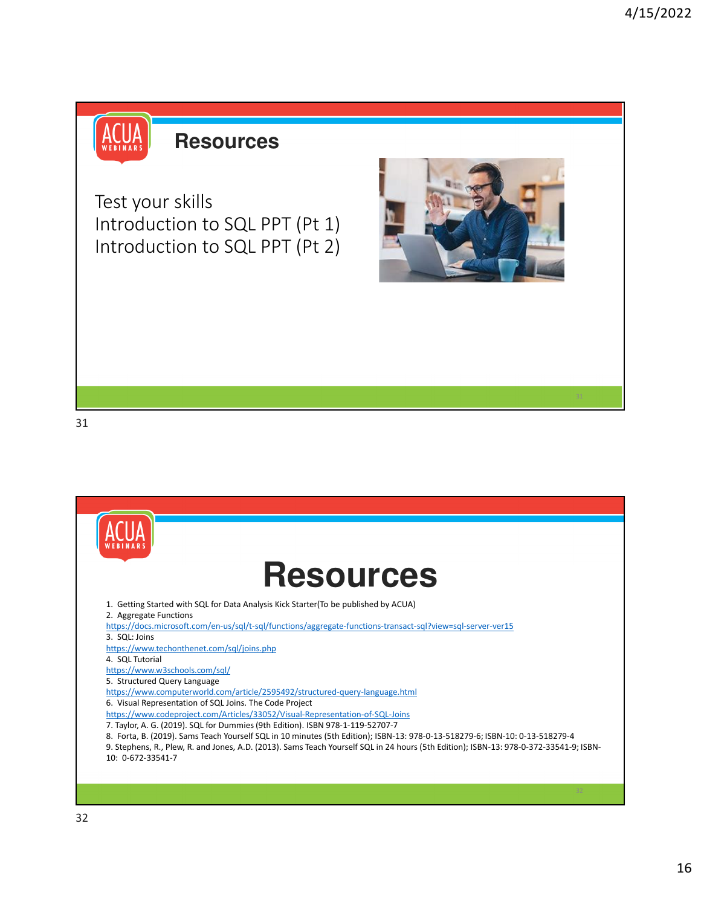## Resources

Test your skills
Introduction to SQL PPT (Pt 1)
Introduction to SQL PPT (Pt 2)

# Resources

1. Getting Started with SQL for Data Analysis Kick Starter(To be published by ACUA)
2. Aggregate Functions
https://docs.microsoft.com/en-us/sql/t-sql/functions/aggregate-functions-transact-sql?view=sql-server-ver15
3. SQL: Joins
https://www.techonthenet.com/sql/joins.php
4. SQL Tutorial
https://www.w3schools.com/sql/
5. Structured Query Language
https://www.computerworld.com/article/2595492/structured-query-language.html
6. Visual Representation of SQL Joins. The Code Project
https://www.codeproject.com/Articles/33052/Visual-Representation-of-SQL-Joins
7. Taylor, A. G. (2019). SQL for Dummies (9th Edition). ISBN 978-1-119-52707-7
8. Forta, B. (2019). Sams Teach Yourself SQL in 10 minutes (5th Edition); ISBN-13: 978-0-13-518279-6; ISBN-10: 0-13-518279-4
9. Stephens, R., Plew, R. and Jones, A.D. (2013). Sams Teach Yourself SQL in 24 hours (5th Edition); ISBN-13: 978-0-372-33541-9; ISBN-10: 0-672-33541-7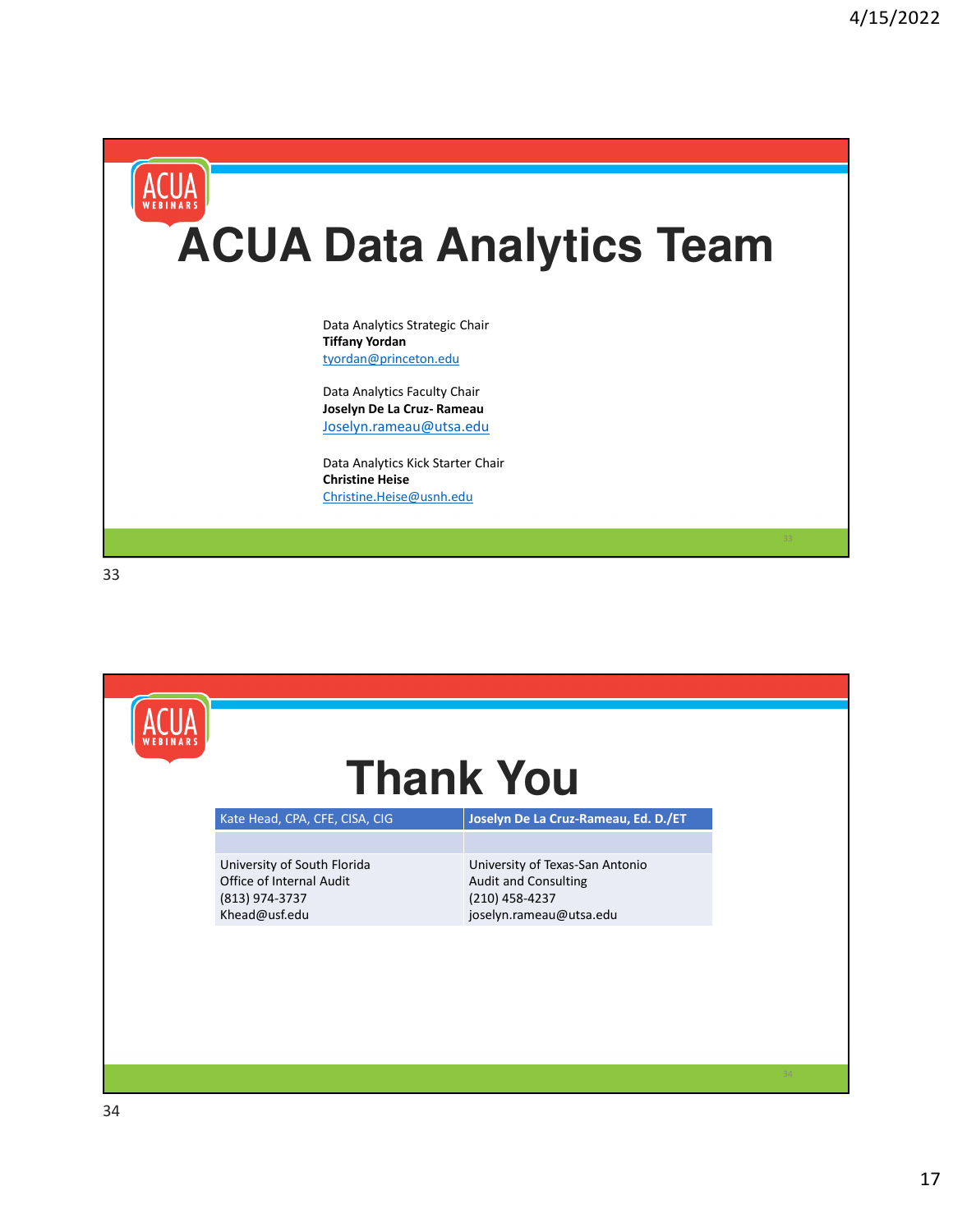# ACUA Data Analytics Team

Data Analytics Strategic Chair
**Tiffany Yordan**
tyordan@princeton.edu

Data Analytics Faculty Chair
**Joselyn De La Cruz- Rameau**
Joselyn.rameau@utsa.edu

Data Analytics Kick Starter Chair
**Christine Heise**
Christine.Heise@usnh.edu

# Thank You

| Kate Head, CPA, CFE, CISA, CIG | **Joselyn De La Cruz-Rameau, Ed. D./ET** |
|---|---|
| | |
| University of South Florida<br>Office of Internal Audit<br>(813) 974-3737<br>Khead@usf.edu | University of Texas-San Antonio<br>Audit and Consulting<br>(210) 458-4237<br>joselyn.rameau@utsa.edu |